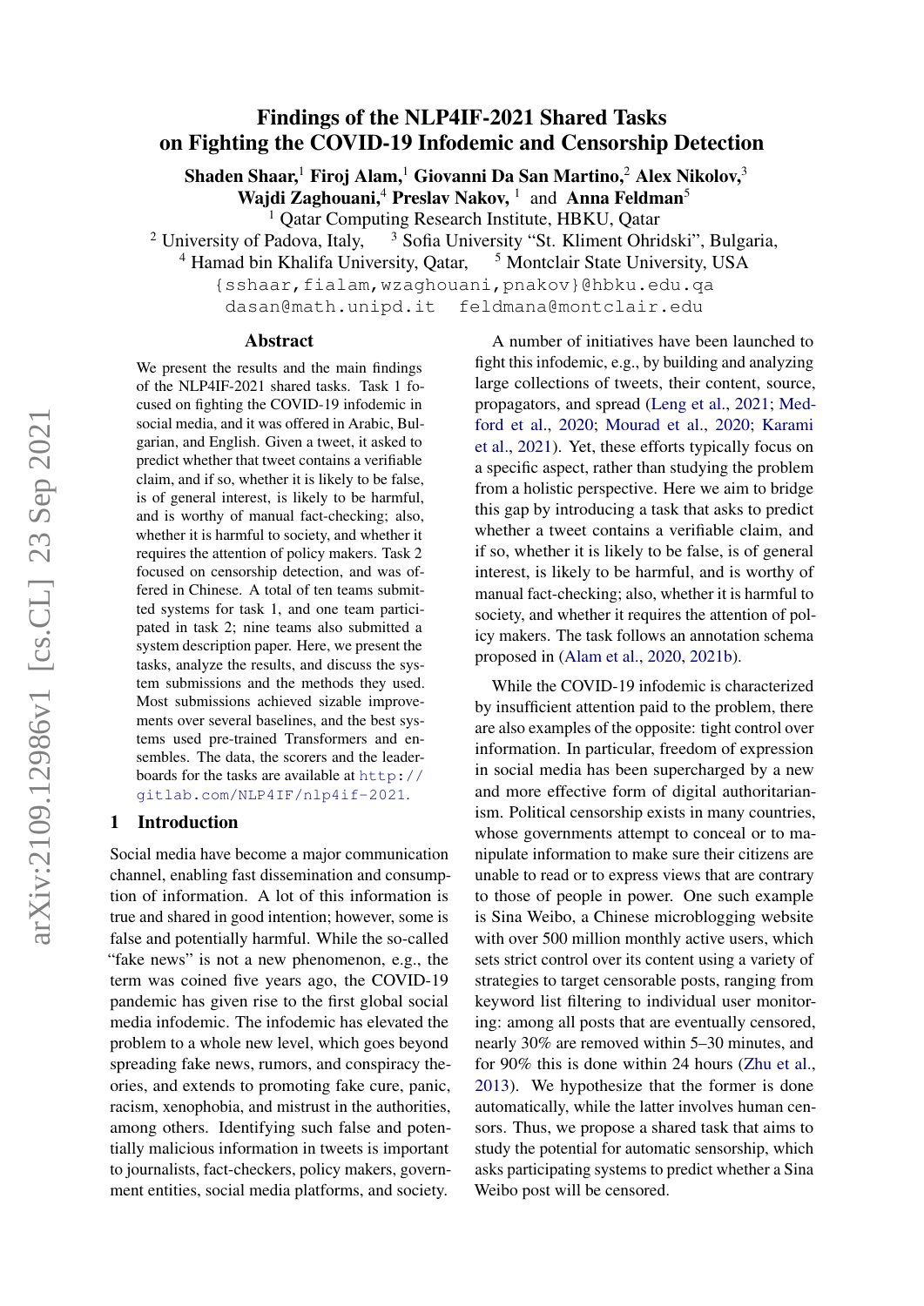# Findings of the NLP4IF-2021 Shared Tasks on Fighting the COVID-19 Infodemic and Censorship Detection

**Shaden Shaar,**[1] **Firoj Alam,**[1] **Giovanni Da San Martino,**[2] **Alex Nikolov,**[3] **Wajdi Zaghouani,**[4] **Preslav Nakov,** [1] and **Anna Feldman**[5]

[1] Qatar Computing Research Institute, HBKU, Qatar
[2] University of Padova, Italy, [3] Sofia University "St. Kliment Ohridski", Bulgaria,
[4] Hamad bin Khalifa University, Qatar, [5] Montclair State University, USA

{sshaar,fialam,wzaghouani,pnakov}@hbku.edu.qa
dasan@math.unipd.it feldmana@montclair.edu

## Abstract

We present the results and the main findings of the NLP4IF-2021 shared tasks. Task 1 focused on fighting the COVID-19 infodemic in social media, and it was offered in Arabic, Bulgarian, and English. Given a tweet, it asked to predict whether that tweet contains a verifiable claim, and if so, whether it is likely to be false, is of general interest, is likely to be harmful, and is worthy of manual fact-checking; also, whether it is harmful to society, and whether it requires the attention of policy makers. Task 2 focused on censorship detection, and was offered in Chinese. A total of ten teams submitted systems for task 1, and one team participated in task 2; nine teams also submitted a system description paper. Here, we present the tasks, analyze the results, and discuss the system submissions and the methods they used. Most submissions achieved sizable improvements over several baselines, and the best systems used pre-trained Transformers and ensembles. The data, the scorers and the leaderboards for the tasks are available at http://gitlab.com/NLP4IF/nlp4if-2021.

## 1 Introduction

Social media have become a major communication channel, enabling fast dissemination and consumption of information. A lot of this information is true and shared in good intention; however, some is false and potentially harmful. While the so-called "fake news" is not a new phenomenon, e.g., the term was coined five years ago, the COVID-19 pandemic has given rise to the first global social media infodemic. The infodemic has elevated the problem to a whole new level, which goes beyond spreading fake news, rumors, and conspiracy theories, and extends to promoting fake cure, panic, racism, xenophobia, and mistrust in the authorities, among others. Identifying such false and potentially malicious information in tweets is important to journalists, fact-checkers, policy makers, government entities, social media platforms, and society.

A number of initiatives have been launched to fight this infodemic, e.g., by building and analyzing large collections of tweets, their content, source, propagators, and spread (Leng et al., 2021; Medford et al., 2020; Mourad et al., 2020; Karami et al., 2021). Yet, these efforts typically focus on a specific aspect, rather than studying the problem from a holistic perspective. Here we aim to bridge this gap by introducing a task that asks to predict whether a tweet contains a verifiable claim, and if so, whether it is likely to be false, is of general interest, is likely to be harmful, and is worthy of manual fact-checking; also, whether it is harmful to society, and whether it requires the attention of policy makers. The task follows an annotation schema proposed in (Alam et al., 2020, 2021b).

While the COVID-19 infodemic is characterized by insufficient attention paid to the problem, there are also examples of the opposite: tight control over information. In particular, freedom of expression in social media has been supercharged by a new and more effective form of digital authoritarianism. Political censorship exists in many countries, whose governments attempt to conceal or to manipulate information to make sure their citizens are unable to read or to express views that are contrary to those of people in power. One such example is Sina Weibo, a Chinese microblogging website with over 500 million monthly active users, which sets strict control over its content using a variety of strategies to target censorable posts, ranging from keyword list filtering to individual user monitoring: among all posts that are eventually censored, nearly 30% are removed within 5–30 minutes, and for 90% this is done within 24 hours (Zhu et al., 2013). We hypothesize that the former is done automatically, while the latter involves human censors. Thus, we propose a shared task that aims to study the potential for automatic sensorship, which asks participating systems to predict whether a Sina Weibo post will be censored.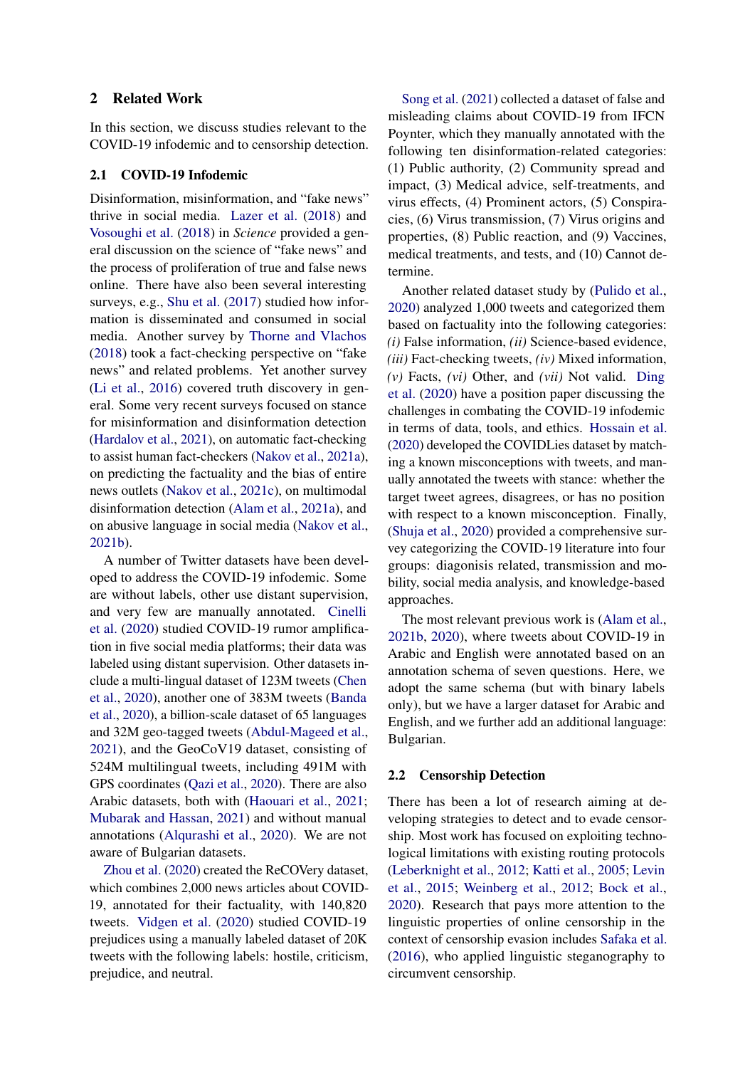## 2 Related Work

In this section, we discuss studies relevant to the COVID-19 infodemic and to censorship detection.

### 2.1 COVID-19 Infodemic

Disinformation, misinformation, and "fake news" thrive in social media. Lazer et al. (2018) and Vosoughi et al. (2018) in *Science* provided a general discussion on the science of "fake news" and the process of proliferation of true and false news online. There have also been several interesting surveys, e.g., Shu et al. (2017) studied how information is disseminated and consumed in social media. Another survey by Thorne and Vlachos (2018) took a fact-checking perspective on "fake news" and related problems. Yet another survey (Li et al., 2016) covered truth discovery in general. Some very recent surveys focused on stance for misinformation and disinformation detection (Hardalov et al., 2021), on automatic fact-checking to assist human fact-checkers (Nakov et al., 2021a), on predicting the factuality and the bias of entire news outlets (Nakov et al., 2021c), on multimodal disinformation detection (Alam et al., 2021a), and on abusive language in social media (Nakov et al., 2021b).

A number of Twitter datasets have been developed to address the COVID-19 infodemic. Some are without labels, other use distant supervision, and very few are manually annotated. Cinelli et al. (2020) studied COVID-19 rumor amplification in five social media platforms; their data was labeled using distant supervision. Other datasets include a multi-lingual dataset of 123M tweets (Chen et al., 2020), another one of 383M tweets (Banda et al., 2020), a billion-scale dataset of 65 languages and 32M geo-tagged tweets (Abdul-Mageed et al., 2021), and the GeoCoV19 dataset, consisting of 524M multilingual tweets, including 491M with GPS coordinates (Qazi et al., 2020). There are also Arabic datasets, both with (Haouari et al., 2021; Mubarak and Hassan, 2021) and without manual annotations (Alqurashi et al., 2020). We are not aware of Bulgarian datasets.

Zhou et al. (2020) created the ReCOVery dataset, which combines 2,000 news articles about COVID-19, annotated for their factuality, with 140,820 tweets. Vidgen et al. (2020) studied COVID-19 prejudices using a manually labeled dataset of 20K tweets with the following labels: hostile, criticism, prejudice, and neutral.

Song et al. (2021) collected a dataset of false and misleading claims about COVID-19 from IFCN Poynter, which they manually annotated with the following ten disinformation-related categories: (1) Public authority, (2) Community spread and impact, (3) Medical advice, self-treatments, and virus effects, (4) Prominent actors, (5) Conspiracies, (6) Virus transmission, (7) Virus origins and properties, (8) Public reaction, and (9) Vaccines, medical treatments, and tests, and (10) Cannot determine.

Another related dataset study by (Pulido et al., 2020) analyzed 1,000 tweets and categorized them based on factuality into the following categories: *(i)* False information, *(ii)* Science-based evidence, *(iii)* Fact-checking tweets, *(iv)* Mixed information, *(v)* Facts, *(vi)* Other, and *(vii)* Not valid. Ding et al. (2020) have a position paper discussing the challenges in combating the COVID-19 infodemic in terms of data, tools, and ethics. Hossain et al. (2020) developed the COVIDLies dataset by matching a known misconceptions with tweets, and manually annotated the tweets with stance: whether the target tweet agrees, disagrees, or has no position with respect to a known misconception. Finally, (Shuja et al., 2020) provided a comprehensive survey categorizing the COVID-19 literature into four groups: diagonisis related, transmission and mobility, social media analysis, and knowledge-based approaches.

The most relevant previous work is (Alam et al., 2021b, 2020), where tweets about COVID-19 in Arabic and English were annotated based on an annotation schema of seven questions. Here, we adopt the same schema (but with binary labels only), but we have a larger dataset for Arabic and English, and we further add an additional language: Bulgarian.

### 2.2 Censorship Detection

There has been a lot of research aiming at developing strategies to detect and to evade censorship. Most work has focused on exploiting technological limitations with existing routing protocols (Leberknight et al., 2012; Katti et al., 2005; Levin et al., 2015; Weinberg et al., 2012; Bock et al., 2020). Research that pays more attention to the linguistic properties of online censorship in the context of censorship evasion includes Safaka et al. (2016), who applied linguistic steganography to circumvent censorship.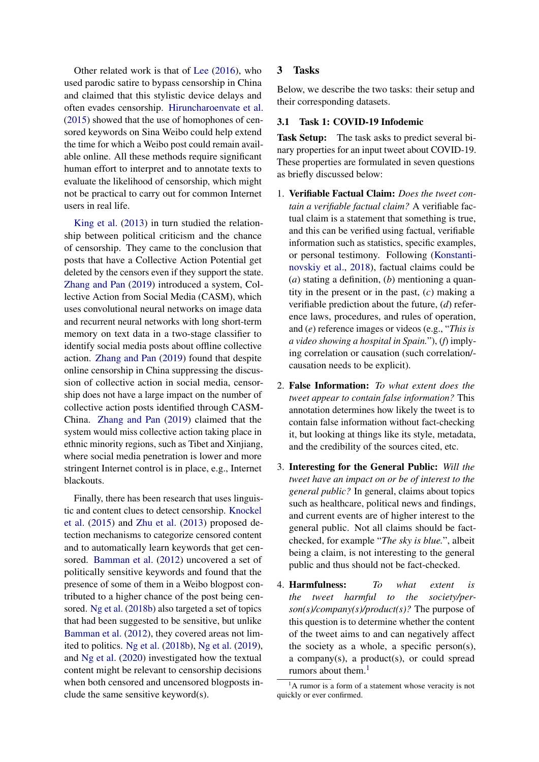Other related work is that of Lee (2016), who used parodic satire to bypass censorship in China and claimed that this stylistic device delays and often evades censorship. Hiruncharoenvate et al. (2015) showed that the use of homophones of censored keywords on Sina Weibo could help extend the time for which a Weibo post could remain available online. All these methods require significant human effort to interpret and to annotate texts to evaluate the likelihood of censorship, which might not be practical to carry out for common Internet users in real life.

King et al. (2013) in turn studied the relationship between political criticism and the chance of censorship. They came to the conclusion that posts that have a Collective Action Potential get deleted by the censors even if they support the state. Zhang and Pan (2019) introduced a system, Collective Action from Social Media (CASM), which uses convolutional neural networks on image data and recurrent neural networks with long short-term memory on text data in a two-stage classifier to identify social media posts about offline collective action. Zhang and Pan (2019) found that despite online censorship in China suppressing the discussion of collective action in social media, censorship does not have a large impact on the number of collective action posts identified through CASM-China. Zhang and Pan (2019) claimed that the system would miss collective action taking place in ethnic minority regions, such as Tibet and Xinjiang, where social media penetration is lower and more stringent Internet control is in place, e.g., Internet blackouts.

Finally, there has been research that uses linguistic and content clues to detect censorship. Knockel et al. (2015) and Zhu et al. (2013) proposed detection mechanisms to categorize censored content and to automatically learn keywords that get censored. Bamman et al. (2012) uncovered a set of politically sensitive keywords and found that the presence of some of them in a Weibo blogpost contributed to a higher chance of the post being censored. Ng et al. (2018b) also targeted a set of topics that had been suggested to be sensitive, but unlike Bamman et al. (2012), they covered areas not limited to politics. Ng et al. (2018b), Ng et al. (2019), and Ng et al. (2020) investigated how the textual content might be relevant to censorship decisions when both censored and uncensored blogposts include the same sensitive keyword(s).

## 3 Tasks

Below, we describe the two tasks: their setup and their corresponding datasets.

### 3.1 Task 1: COVID-19 Infodemic

**Task Setup:** The task asks to predict several binary properties for an input tweet about COVID-19. These properties are formulated in seven questions as briefly discussed below:

1. **Verifiable Factual Claim:** *Does the tweet contain a verifiable factual claim?* A verifiable factual claim is a statement that something is true, and this can be verified using factual, verifiable information such as statistics, specific examples, or personal testimony. Following (Konstantinovskiy et al., 2018), factual claims could be (*a*) stating a definition, (*b*) mentioning a quantity in the present or in the past, (*c*) making a verifiable prediction about the future, (*d*) reference laws, procedures, and rules of operation, and (*e*) reference images or videos (e.g., "*This is a video showing a hospital in Spain.*"), (*f*) implying correlation or causation (such correlation/causation needs to be explicit).

2. **False Information:** *To what extent does the tweet appear to contain false information?* This annotation determines how likely the tweet is to contain false information without fact-checking it, but looking at things like its style, metadata, and the credibility of the sources cited, etc.

3. **Interesting for the General Public:** *Will the tweet have an impact on or be of interest to the general public?* In general, claims about topics such as healthcare, political news and findings, and current events are of higher interest to the general public. Not all claims should be fact-checked, for example "*The sky is blue.*", albeit being a claim, is not interesting to the general public and thus should not be fact-checked.

4. **Harmfulness:** *To what extent is the tweet harmful to the society/person(s)/company(s)/product(s)?* The purpose of this question is to determine whether the content of the tweet aims to and can negatively affect the society as a whole, a specific person(s), a company(s), a product(s), or could spread rumors about them.[1]

[1]A rumor is a form of a statement whose veracity is not quickly or ever confirmed.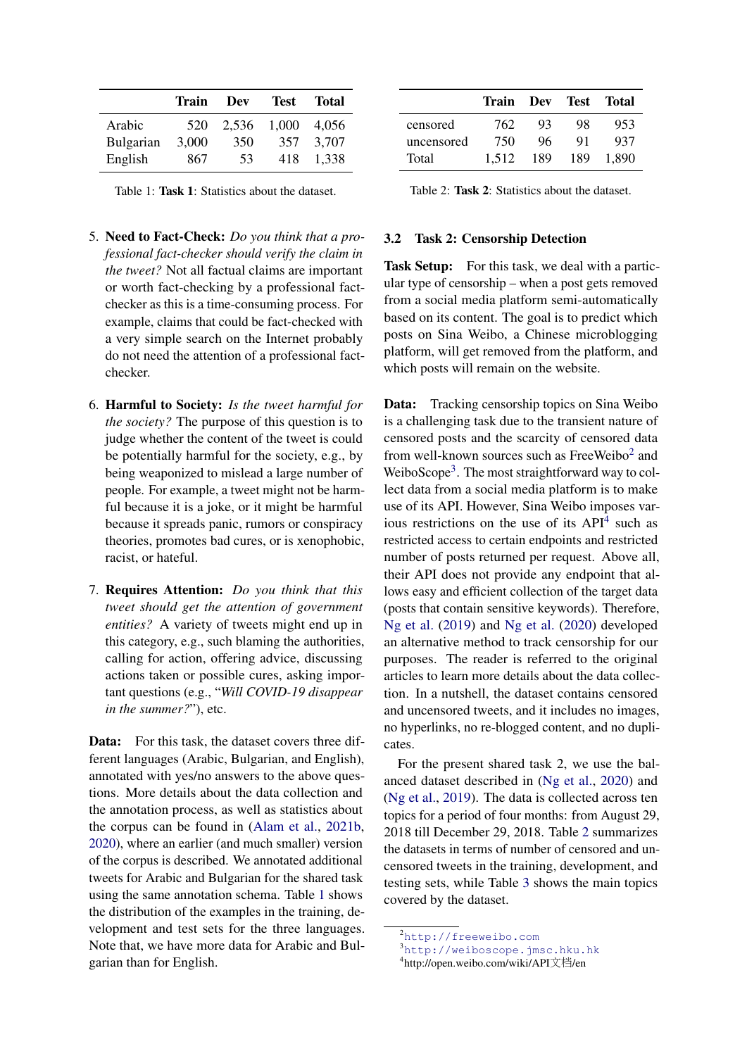|  | Train | Dev | Test | Total |
|---|---|---|---|---|
| Arabic | 520 | 2,536 | 1,000 | 4,056 |
| Bulgarian | 3,000 | 350 | 357 | 3,707 |
| English | 867 | 53 | 418 | 1,338 |

Table 1: **Task 1**: Statistics about the dataset.

|  | Train | Dev | Test | Total |
|---|---|---|---|---|
| censored | 762 | 93 | 98 | 953 |
| uncensored | 750 | 96 | 91 | 937 |
| Total | 1,512 | 189 | 189 | 1,890 |

Table 2: **Task 2**: Statistics about the dataset.

5. **Need to Fact-Check:** *Do you think that a professional fact-checker should verify the claim in the tweet?* Not all factual claims are important or worth fact-checking by a professional fact-checker as this is a time-consuming process. For example, claims that could be fact-checked with a very simple search on the Internet probably do not need the attention of a professional fact-checker.

6. **Harmful to Society:** *Is the tweet harmful for the society?* The purpose of this question is to judge whether the content of the tweet is could be potentially harmful for the society, e.g., by being weaponized to mislead a large number of people. For example, a tweet might not be harmful because it is a joke, or it might be harmful because it spreads panic, rumors or conspiracy theories, promotes bad cures, or is xenophobic, racist, or hateful.

7. **Requires Attention:** *Do you think that this tweet should get the attention of government entities?* A variety of tweets might end up in this category, e.g., such blaming the authorities, calling for action, offering advice, discussing actions taken or possible cures, asking important questions (e.g., "*Will COVID-19 disappear in the summer?*"), etc.

**Data:** For this task, the dataset covers three different languages (Arabic, Bulgarian, and English), annotated with yes/no answers to the above questions. More details about the data collection and the annotation process, as well as statistics about the corpus can be found in (Alam et al., 2021b, 2020), where an earlier (and much smaller) version of the corpus is described. We annotated additional tweets for Arabic and Bulgarian for the shared task using the same annotation schema. Table 1 shows the distribution of the examples in the training, development and test sets for the three languages. Note that, we have more data for Arabic and Bulgarian than for English.

### 3.2 Task 2: Censorship Detection

**Task Setup:** For this task, we deal with a particular type of censorship – when a post gets removed from a social media platform semi-automatically based on its content. The goal is to predict which posts on Sina Weibo, a Chinese microblogging platform, will get removed from the platform, and which posts will remain on the website.

**Data:** Tracking censorship topics on Sina Weibo is a challenging task due to the transient nature of censored posts and the scarcity of censored data from well-known sources such as FreeWeibo[2] and WeiboScope[3]. The most straightforward way to collect data from a social media platform is to make use of its API. However, Sina Weibo imposes various restrictions on the use of its API[4] such as restricted access to certain endpoints and restricted number of posts returned per request. Above all, their API does not provide any endpoint that allows easy and efficient collection of the target data (posts that contain sensitive keywords). Therefore, Ng et al. (2019) and Ng et al. (2020) developed an alternative method to track censorship for our purposes. The reader is referred to the original articles to learn more details about the data collection. In a nutshell, the dataset contains censored and uncensored tweets, and it includes no images, no hyperlinks, no re-blogged content, and no duplicates.

For the present shared task 2, we use the balanced dataset described in (Ng et al., 2020) and (Ng et al., 2019). The data is collected across ten topics for a period of four months: from August 29, 2018 till December 29, 2018. Table 2 summarizes the datasets in terms of number of censored and uncensored tweets in the training, development, and testing sets, while Table 3 shows the main topics covered by the dataset.

[2] http://freeweibo.com

[3] http://weiboscope.jmsc.hku.hk

[4] http://open.weibo.com/wiki/API文档/en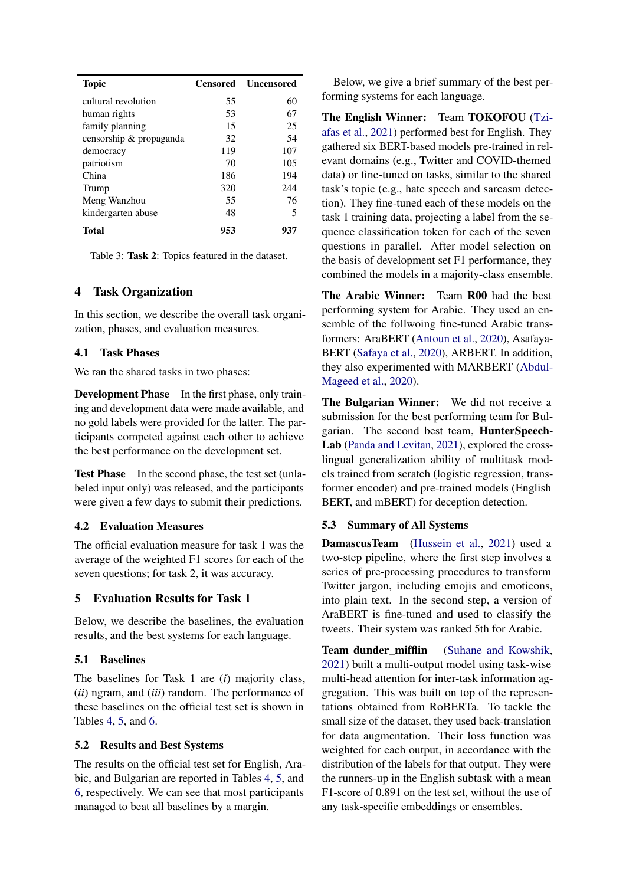| Topic | Censored | Uncensored |
|---|---|---|
| cultural revolution | 55 | 60 |
| human rights | 53 | 67 |
| family planning | 15 | 25 |
| censorship & propaganda | 32 | 54 |
| democracy | 119 | 107 |
| patriotism | 70 | 105 |
| China | 186 | 194 |
| Trump | 320 | 244 |
| Meng Wanzhou | 55 | 76 |
| kindergarten abuse | 48 | 5 |
| **Total** | **953** | **937** |

Table 3: **Task 2**: Topics featured in the dataset.

## 4 Task Organization

In this section, we describe the overall task organization, phases, and evaluation measures.

### 4.1 Task Phases

We ran the shared tasks in two phases:

**Development Phase** In the first phase, only training and development data were made available, and no gold labels were provided for the latter. The participants competed against each other to achieve the best performance on the development set.

**Test Phase** In the second phase, the test set (unlabeled input only) was released, and the participants were given a few days to submit their predictions.

### 4.2 Evaluation Measures

The official evaluation measure for task 1 was the average of the weighted F1 scores for each of the seven questions; for task 2, it was accuracy.

## 5 Evaluation Results for Task 1

Below, we describe the baselines, the evaluation results, and the best systems for each language.

### 5.1 Baselines

The baselines for Task 1 are (*i*) majority class, (*ii*) ngram, and (*iii*) random. The performance of these baselines on the official test set is shown in Tables 4, 5, and 6.

### 5.2 Results and Best Systems

The results on the official test set for English, Arabic, and Bulgarian are reported in Tables 4, 5, and 6, respectively. We can see that most participants managed to beat all baselines by a margin.

Below, we give a brief summary of the best performing systems for each language.

**The English Winner:** Team **TOKOFOU** (Tziafas et al., 2021) performed best for English. They gathered six BERT-based models pre-trained in relevant domains (e.g., Twitter and COVID-themed data) or fine-tuned on tasks, similar to the shared task's topic (e.g., hate speech and sarcasm detection). They fine-tuned each of these models on the task 1 training data, projecting a label from the sequence classification token for each of the seven questions in parallel. After model selection on the basis of development set F1 performance, they combined the models in a majority-class ensemble.

**The Arabic Winner:** Team **R00** had the best performing system for Arabic. They used an ensemble of the follwoing fine-tuned Arabic transformers: AraBERT (Antoun et al., 2020), Asafaya-BERT (Safaya et al., 2020), ARBERT. In addition, they also experimented with MARBERT (Abdul-Mageed et al., 2020).

**The Bulgarian Winner:** We did not receive a submission for the best performing team for Bulgarian. The second best team, **HunterSpeechLab** (Panda and Levitan, 2021), explored the cross-lingual generalization ability of multitask models trained from scratch (logistic regression, transformer encoder) and pre-trained models (English BERT, and mBERT) for deception detection.

### 5.3 Summary of All Systems

**DamascusTeam** (Hussein et al., 2021) used a two-step pipeline, where the first step involves a series of pre-processing procedures to transform Twitter jargon, including emojis and emoticons, into plain text. In the second step, a version of AraBERT is fine-tuned and used to classify the tweets. Their system was ranked 5th for Arabic.

**Team dunder_mifflin** (Suhane and Kowshik, 2021) built a multi-output model using task-wise multi-head attention for inter-task information aggregation. This was built on top of the representations obtained from RoBERTa. To tackle the small size of the dataset, they used back-translation for data augmentation. Their loss function was weighted for each output, in accordance with the distribution of the labels for that output. They were the runners-up in the English subtask with a mean F1-score of 0.891 on the test set, without the use of any task-specific embeddings or ensembles.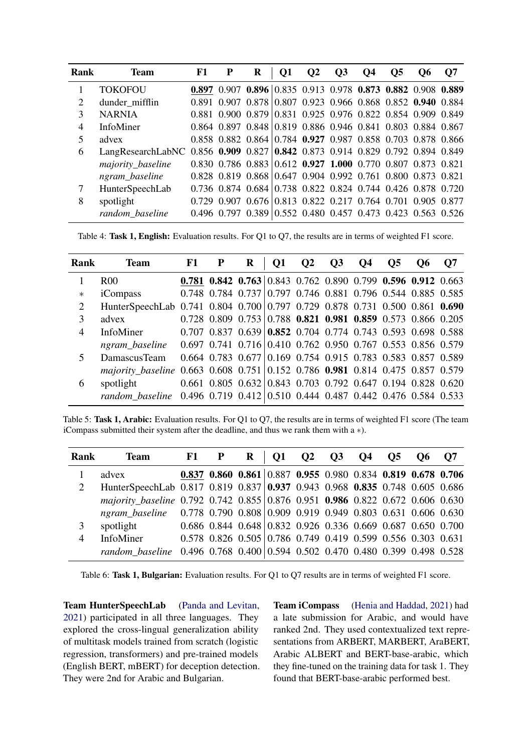| Rank | Team | F1 | P | R | Q1 | Q2 | Q3 | Q4 | Q5 | Q6 | Q7 |
|---|---|---|---|---|---|---|---|---|---|---|---|
| 1 | TOKOFOU | <u>**0.897**</u> | 0.907 | **0.896** | 0.835 | 0.913 | 0.978 | **0.873** | **0.882** | 0.908 | **0.889** |
| 2 | dunder_mifflin | 0.891 | 0.907 | 0.878 | 0.807 | 0.923 | 0.966 | 0.868 | 0.852 | **0.940** | 0.884 |
| 3 | NARNIA | 0.881 | 0.900 | 0.879 | 0.831 | 0.925 | 0.976 | 0.822 | 0.854 | 0.909 | 0.849 |
| 4 | InfoMiner | 0.864 | 0.897 | 0.848 | 0.819 | 0.886 | 0.946 | 0.841 | 0.803 | 0.884 | 0.867 |
| 5 | advex | 0.858 | 0.882 | 0.864 | 0.784 | **0.927** | 0.987 | 0.858 | 0.703 | 0.878 | 0.866 |
| 6 | LangResearchLabNC | 0.856 | **0.909** | 0.827 | **0.842** | 0.873 | 0.914 | 0.829 | 0.792 | 0.894 | 0.849 |
| | *majority_baseline* | 0.830 | 0.786 | 0.883 | 0.612 | **0.927** | **1.000** | 0.770 | 0.807 | 0.873 | 0.821 |
| | *ngram_baseline* | 0.828 | 0.819 | 0.868 | 0.647 | 0.904 | 0.992 | 0.761 | 0.800 | 0.873 | 0.821 |
| 7 | HunterSpeechLab | 0.736 | 0.874 | 0.684 | 0.738 | 0.822 | 0.824 | 0.744 | 0.426 | 0.878 | 0.720 |
| 8 | spotlight | 0.729 | 0.907 | 0.676 | 0.813 | 0.822 | 0.217 | 0.764 | 0.701 | 0.905 | 0.877 |
| | *random_baseline* | 0.496 | 0.797 | 0.389 | 0.552 | 0.480 | 0.457 | 0.473 | 0.423 | 0.563 | 0.526 |

Table 4: **Task 1, English:** Evaluation results. For Q1 to Q7, the results are in terms of weighted F1 score.

| Rank | Team | F1 | P | R | Q1 | Q2 | Q3 | Q4 | Q5 | Q6 | Q7 |
|---|---|---|---|---|---|---|---|---|---|---|---|
| 1 | R00 | <u>**0.781**</u> | **0.842** | **0.763** | 0.843 | 0.762 | 0.890 | 0.799 | **0.596** | **0.912** | 0.663 |
| ∗ | iCompass | 0.748 | 0.784 | 0.737 | 0.797 | 0.746 | 0.881 | 0.796 | 0.544 | 0.885 | 0.585 |
| 2 | HunterSpeechLab | 0.741 | 0.804 | 0.700 | 0.797 | 0.729 | 0.878 | 0.731 | 0.500 | 0.861 | **0.690** |
| 3 | advex | 0.728 | 0.809 | 0.753 | 0.788 | **0.821** | **0.981** | **0.859** | 0.573 | 0.866 | 0.205 |
| 4 | InfoMiner | 0.707 | 0.837 | 0.639 | **0.852** | 0.704 | 0.774 | 0.743 | 0.593 | 0.698 | 0.588 |
| | *ngram_baseline* | 0.697 | 0.741 | 0.716 | 0.410 | 0.762 | 0.950 | 0.767 | 0.553 | 0.856 | 0.579 |
| 5 | DamascusTeam | 0.664 | 0.783 | 0.677 | 0.169 | 0.754 | 0.915 | 0.783 | 0.583 | 0.857 | 0.589 |
| | *majority_baseline* | 0.663 | 0.608 | 0.751 | 0.152 | 0.786 | **0.981** | 0.814 | 0.475 | 0.857 | 0.579 |
| 6 | spotlight | 0.661 | 0.805 | 0.632 | 0.843 | 0.703 | 0.792 | 0.647 | 0.194 | 0.828 | 0.620 |
| | *random_baseline* | 0.496 | 0.719 | 0.412 | 0.510 | 0.444 | 0.487 | 0.442 | 0.476 | 0.584 | 0.533 |

Table 5: **Task 1, Arabic:** Evaluation results. For Q1 to Q7, the results are in terms of weighted F1 score (The team iCompass submitted their system after the deadline, and thus we rank them with a ∗).

| Rank | Team | F1 | P | R | Q1 | Q2 | Q3 | Q4 | Q5 | Q6 | Q7 |
|---|---|---|---|---|---|---|---|---|---|---|---|
| 1 | advex | <u>**0.837**</u> | **0.860** | **0.861** | 0.887 | **0.955** | 0.980 | 0.834 | **0.819** | **0.678** | **0.706** |
| 2 | HunterSpeechLab | 0.817 | 0.819 | 0.837 | **0.937** | 0.943 | 0.968 | **0.835** | 0.748 | 0.605 | 0.686 |
| | *majority_baseline* | 0.792 | 0.742 | 0.855 | 0.876 | 0.951 | **0.986** | 0.822 | 0.672 | 0.606 | 0.630 |
| | *ngram_baseline* | 0.778 | 0.790 | 0.808 | 0.909 | 0.919 | 0.949 | 0.803 | 0.631 | 0.606 | 0.630 |
| 3 | spotlight | 0.686 | 0.844 | 0.648 | 0.832 | 0.926 | 0.336 | 0.669 | 0.687 | 0.650 | 0.700 |
| 4 | InfoMiner | 0.578 | 0.826 | 0.505 | 0.786 | 0.749 | 0.419 | 0.599 | 0.556 | 0.303 | 0.631 |
| | *random_baseline* | 0.496 | 0.768 | 0.400 | 0.594 | 0.502 | 0.470 | 0.480 | 0.399 | 0.498 | 0.528 |

Table 6: **Task 1, Bulgarian:** Evaluation results. For Q1 to Q7 results are in terms of weighted F1 score.

**Team HunterSpeechLab** (Panda and Levitan, 2021) participated in all three languages. They explored the cross-lingual generalization ability of multitask models trained from scratch (logistic regression, transformers) and pre-trained models (English BERT, mBERT) for deception detection. They were 2nd for Arabic and Bulgarian.

**Team iCompass** (Henia and Haddad, 2021) had a late submission for Arabic, and would have ranked 2nd. They used contextualized text representations from ARBERT, MARBERT, AraBERT, Arabic ALBERT and BERT-base-arabic, which they fine-tuned on the training data for task 1. They found that BERT-base-arabic performed best.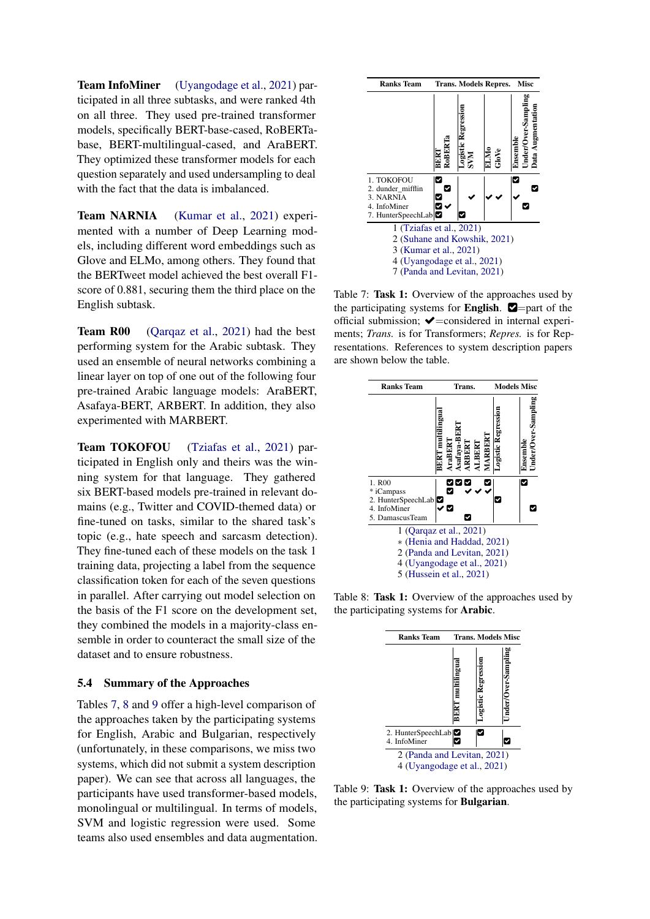**Team InfoMiner** (Uyangodage et al., 2021) participated in all three subtasks, and were ranked 4th on all three. They used pre-trained transformer models, specifically BERT-base-cased, RoBERTa-base, BERT-multilingual-cased, and AraBERT. They optimized these transformer models for each question separately and used undersampling to deal with the fact that the data is imbalanced.

**Team NARNIA** (Kumar et al., 2021) experimented with a number of Deep Learning models, including different word embeddings such as Glove and ELMo, among others. They found that the BERTweet model achieved the best overall F1-score of 0.881, securing them the third place on the English subtask.

**Team R00** (Qarqaz et al., 2021) had the best performing system for the Arabic subtask. They used an ensemble of neural networks combining a linear layer on top of one out of the following four pre-trained Arabic language models: AraBERT, Asafaya-BERT, ARBERT. In addition, they also experimented with MARBERT.

**Team TOKOFOU** (Tziafas et al., 2021) participated in English only and theirs was the winning system for that language. They gathered six BERT-based models pre-trained in relevant domains (e.g., Twitter and COVID-themed data) or fine-tuned on tasks, similar to the shared task's topic (e.g., hate speech and sarcasm detection). They fine-tuned each of these models on the task 1 training data, projecting a label from the sequence classification token for each of the seven questions in parallel. After carrying out model selection on the basis of the F1 score on the development set, they combined the models in a majority-class ensemble in order to counteract the small size of the dataset and to ensure robustness.

## 5.4 Summary of the Approaches

Tables 7, 8 and 9 offer a high-level comparison of the approaches taken by the participating systems for English, Arabic and Bulgarian, respectively (unfortunately, in these comparisons, we miss two systems, which did not submit a system description paper). We can see that across all languages, the participants have used transformer-based models, monolingual or multilingual. In terms of models, SVM and logistic regression were used. Some teams also used ensembles and data augmentation.

| Ranks Team | Trans. | | Models | | Repres. | | Misc | | |
|---|---|---|---|---|---|---|---|---|---|
| | BERT | RoBERTa | Logistic Regression | SVM | ELMo | GloVe | Ensemble | Under/Over-Sampling | Data Augmentation |
| 1. TOKOFOU | ☑ | | | | | | ☑ | | |
| 2. dunder_mifflin | | ☑ | | | | | | | ☑ |
| 3. NARNIA | ☑ | | | ✔ | ✔ | ✔ | ✔ | | |
| 4. InfoMiner | ☑ | ✔ | | | | | | ☑ | |
| 7. HunterSpeechLab | ☑ | | ☑ | | | | | | |

1 (Tziafas et al., 2021)
2 (Suhane and Kowshik, 2021)
3 (Kumar et al., 2021)
4 (Uyangodage et al., 2021)
7 (Panda and Levitan, 2021)

Table 7: **Task 1:** Overview of the approaches used by the participating systems for **English**. ☑=part of the official submission; ✔=considered in internal experiments; *Trans.* is for Transformers; *Repres.* is for Representations. References to system description papers are shown below the table.

| Ranks Team | Trans. | | | | | | Models | Misc | |
|---|---|---|---|---|---|---|---|---|---|
| | BERT multilingual | AraBERT | Asafaya-BERT | ARBERT | ALBERT | MARBERT | Logistic Regression | Ensemble | Under/Over-Sampling |
| 1. R00 | | ☑ | ☑ | ☑ | | ☑ | | ☑ | |
| * iCampass | | ☑ | | ✔ | ✔ | ✔ | | | |
| 2. HunterSpeechLab | ☑ | | | | | | ☑ | | |
| 4. InfoMiner | ✔ | ☑ | | | | | | | ☑ |
| 5. DamascusTeam | | | | ☑ | | | | | |

1 (Qarqaz et al., 2021)
∗ (Henia and Haddad, 2021)
2 (Panda and Levitan, 2021)
4 (Uyangodage et al., 2021)
5 (Hussein et al., 2021)

Table 8: **Task 1:** Overview of the approaches used by the participating systems for **Arabic**.

| Ranks Team | Trans. | Models | Misc |
|---|---|---|---|
| | BERT multilingual | Logistic Regression | Under/Over-Sampling |
| 2. HunterSpeechLab | ☑ | ☑ | |
| 4. InfoMiner | ☑ | | ☑ |

2 (Panda and Levitan, 2021)
4 (Uyangodage et al., 2021)

Table 9: **Task 1:** Overview of the approaches used by the participating systems for **Bulgarian**.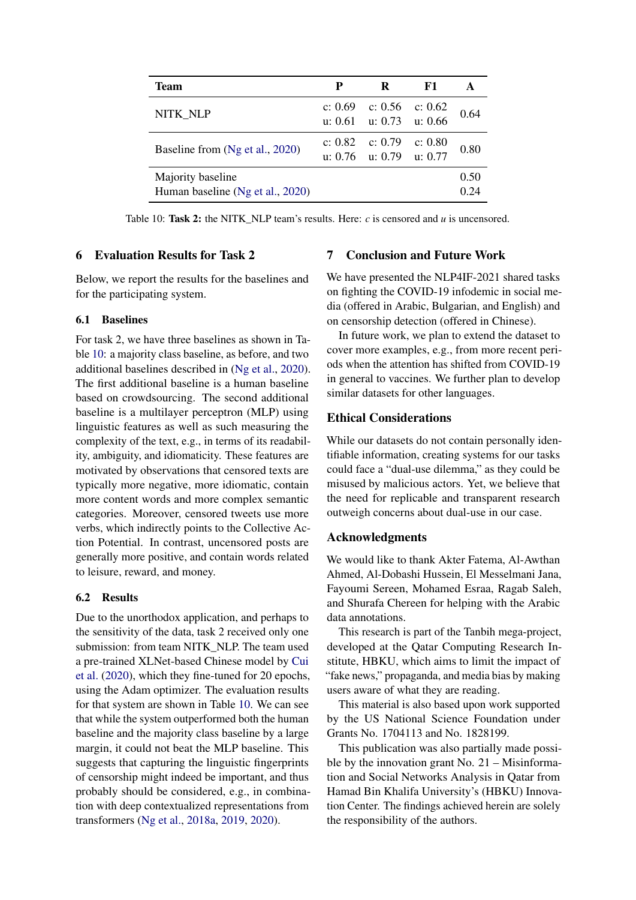| Team | P | R | F1 | A |
|---|---|---|---|---|
| NITK_NLP | c: 0.69<br>u: 0.61 | c: 0.56<br>u: 0.73 | c: 0.62<br>u: 0.66 | 0.64 |
| Baseline from (Ng et al., 2020) | c: 0.82<br>u: 0.76 | c: 0.79<br>u: 0.79 | c: 0.80<br>u: 0.77 | 0.80 |
| Majority baseline | | | | 0.50 |
| Human baseline (Ng et al., 2020) | | | | 0.24 |

Table 10: **Task 2:** the NITK_NLP team's results. Here: *c* is censored and *u* is uncensored.

## 6 Evaluation Results for Task 2

Below, we report the results for the baselines and for the participating system.

### 6.1 Baselines

For task 2, we have three baselines as shown in Table 10: a majority class baseline, as before, and two additional baselines described in (Ng et al., 2020). The first additional baseline is a human baseline based on crowdsourcing. The second additional baseline is a multilayer perceptron (MLP) using linguistic features as well as such measuring the complexity of the text, e.g., in terms of its readability, ambiguity, and idiomaticity. These features are motivated by observations that censored texts are typically more negative, more idiomatic, contain more content words and more complex semantic categories. Moreover, censored tweets use more verbs, which indirectly points to the Collective Action Potential. In contrast, uncensored posts are generally more positive, and contain words related to leisure, reward, and money.

### 6.2 Results

Due to the unorthodox application, and perhaps to the sensitivity of the data, task 2 received only one submission: from team NITK_NLP. The team used a pre-trained XLNet-based Chinese model by Cui et al. (2020), which they fine-tuned for 20 epochs, using the Adam optimizer. The evaluation results for that system are shown in Table 10. We can see that while the system outperformed both the human baseline and the majority class baseline by a large margin, it could not beat the MLP baseline. This suggests that capturing the linguistic fingerprints of censorship might indeed be important, and thus probably should be considered, e.g., in combination with deep contextualized representations from transformers (Ng et al., 2018a, 2019, 2020).

## 7 Conclusion and Future Work

We have presented the NLP4IF-2021 shared tasks on fighting the COVID-19 infodemic in social media (offered in Arabic, Bulgarian, and English) and on censorship detection (offered in Chinese).

In future work, we plan to extend the dataset to cover more examples, e.g., from more recent periods when the attention has shifted from COVID-19 in general to vaccines. We further plan to develop similar datasets for other languages.

## Ethical Considerations

While our datasets do not contain personally identifiable information, creating systems for our tasks could face a "dual-use dilemma," as they could be misused by malicious actors. Yet, we believe that the need for replicable and transparent research outweigh concerns about dual-use in our case.

## Acknowledgments

We would like to thank Akter Fatema, Al-Awthan Ahmed, Al-Dobashi Hussein, El Messelmani Jana, Fayoumi Sereen, Mohamed Esraa, Ragab Saleh, and Shurafa Chereen for helping with the Arabic data annotations.

This research is part of the Tanbih mega-project, developed at the Qatar Computing Research Institute, HBKU, which aims to limit the impact of "fake news," propaganda, and media bias by making users aware of what they are reading.

This material is also based upon work supported by the US National Science Foundation under Grants No. 1704113 and No. 1828199.

This publication was also partially made possible by the innovation grant No. 21 – Misinformation and Social Networks Analysis in Qatar from Hamad Bin Khalifa University's (HBKU) Innovation Center. The findings achieved herein are solely the responsibility of the authors.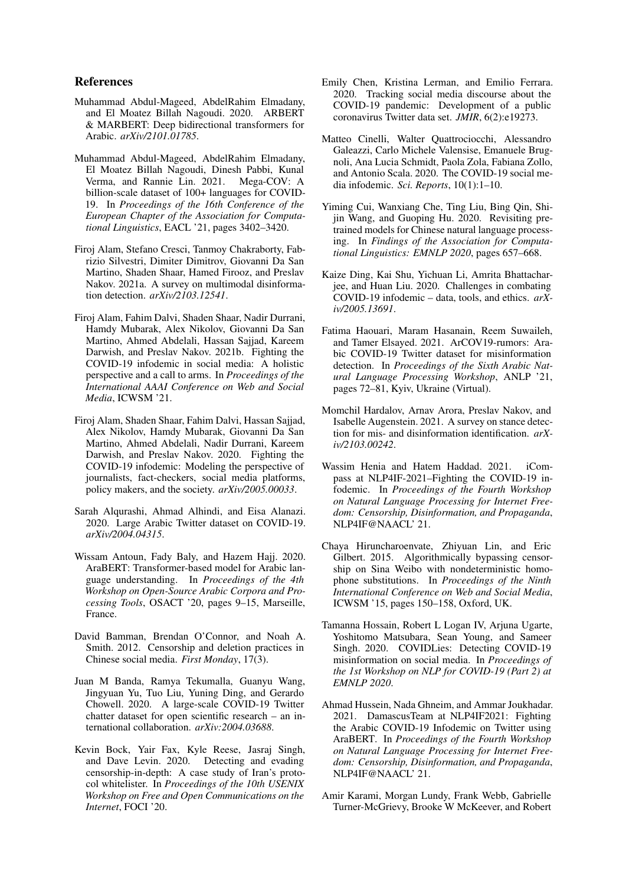## References

Muhammad Abdul-Mageed, AbdelRahim Elmadany, and El Moatez Billah Nagoudi. 2020. ARBERT & MARBERT: Deep bidirectional transformers for Arabic. *arXiv/2101.01785*.

Muhammad Abdul-Mageed, AbdelRahim Elmadany, El Moatez Billah Nagoudi, Dinesh Pabbi, Kunal Verma, and Rannie Lin. 2021. Mega-COV: A billion-scale dataset of 100+ languages for COVID-19. In *Proceedings of the 16th Conference of the European Chapter of the Association for Computational Linguistics*, EACL '21, pages 3402–3420.

Firoj Alam, Stefano Cresci, Tanmoy Chakraborty, Fabrizio Silvestri, Dimiter Dimitrov, Giovanni Da San Martino, Shaden Shaar, Hamed Firooz, and Preslav Nakov. 2021a. A survey on multimodal disinformation detection. *arXiv/2103.12541*.

Firoj Alam, Fahim Dalvi, Shaden Shaar, Nadir Durrani, Hamdy Mubarak, Alex Nikolov, Giovanni Da San Martino, Ahmed Abdelali, Hassan Sajjad, Kareem Darwish, and Preslav Nakov. 2021b. Fighting the COVID-19 infodemic in social media: A holistic perspective and a call to arms. In *Proceedings of the International AAAI Conference on Web and Social Media*, ICWSM '21.

Firoj Alam, Shaden Shaar, Fahim Dalvi, Hassan Sajjad, Alex Nikolov, Hamdy Mubarak, Giovanni Da San Martino, Ahmed Abdelali, Nadir Durrani, Kareem Darwish, and Preslav Nakov. 2020. Fighting the COVID-19 infodemic: Modeling the perspective of journalists, fact-checkers, social media platforms, policy makers, and the society. *arXiv/2005.00033*.

Sarah Alqurashi, Ahmad Alhindi, and Eisa Alanazi. 2020. Large Arabic Twitter dataset on COVID-19. *arXiv/2004.04315*.

Wissam Antoun, Fady Baly, and Hazem Hajj. 2020. AraBERT: Transformer-based model for Arabic language understanding. In *Proceedings of the 4th Workshop on Open-Source Arabic Corpora and Processing Tools*, OSACT '20, pages 9–15, Marseille, France.

David Bamman, Brendan O'Connor, and Noah A. Smith. 2012. Censorship and deletion practices in Chinese social media. *First Monday*, 17(3).

Juan M Banda, Ramya Tekumalla, Guanyu Wang, Jingyuan Yu, Tuo Liu, Yuning Ding, and Gerardo Chowell. 2020. A large-scale COVID-19 Twitter chatter dataset for open scientific research – an international collaboration. *arXiv:2004.03688*.

Kevin Bock, Yair Fax, Kyle Reese, Jasraj Singh, and Dave Levin. 2020. Detecting and evading censorship-in-depth: A case study of Iran's protocol whitelister. In *Proceedings of the 10th USENIX Workshop on Free and Open Communications on the Internet*, FOCI '20.

Emily Chen, Kristina Lerman, and Emilio Ferrara. 2020. Tracking social media discourse about the COVID-19 pandemic: Development of a public coronavirus Twitter data set. *JMIR*, 6(2):e19273.

Matteo Cinelli, Walter Quattrociocchi, Alessandro Galeazzi, Carlo Michele Valensise, Emanuele Brugnoli, Ana Lucia Schmidt, Paola Zola, Fabiana Zollo, and Antonio Scala. 2020. The COVID-19 social media infodemic. *Sci. Reports*, 10(1):1–10.

Yiming Cui, Wanxiang Che, Ting Liu, Bing Qin, Shijin Wang, and Guoping Hu. 2020. Revisiting pretrained models for Chinese natural language processing. In *Findings of the Association for Computational Linguistics: EMNLP 2020*, pages 657–668.

Kaize Ding, Kai Shu, Yichuan Li, Amrita Bhattacharjee, and Huan Liu. 2020. Challenges in combating COVID-19 infodemic – data, tools, and ethics. *arXiv/2005.13691*.

Fatima Haouari, Maram Hasanain, Reem Suwaileh, and Tamer Elsayed. 2021. ArCOV19-rumors: Arabic COVID-19 Twitter dataset for misinformation detection. In *Proceedings of the Sixth Arabic Natural Language Processing Workshop*, ANLP '21, pages 72–81, Kyiv, Ukraine (Virtual).

Momchil Hardalov, Arnav Arora, Preslav Nakov, and Isabelle Augenstein. 2021. A survey on stance detection for mis- and disinformation identification. *arXiv/2103.00242*.

Wassim Henia and Hatem Haddad. 2021. iCompass at NLP4IF-2021–Fighting the COVID-19 infodemic. In *Proceedings of the Fourth Workshop on Natural Language Processing for Internet Freedom: Censorship, Disinformation, and Propaganda*, NLP4IF@NAACL' 21.

Chaya Hiruncharoenvate, Zhiyuan Lin, and Eric Gilbert. 2015. Algorithmically bypassing censorship on Sina Weibo with nondeterministic homophone substitutions. In *Proceedings of the Ninth International Conference on Web and Social Media*, ICWSM '15, pages 150–158, Oxford, UK.

Tamanna Hossain, Robert L Logan IV, Arjuna Ugarte, Yoshitomo Matsubara, Sean Young, and Sameer Singh. 2020. COVIDLies: Detecting COVID-19 misinformation on social media. In *Proceedings of the 1st Workshop on NLP for COVID-19 (Part 2) at EMNLP 2020*.

Ahmad Hussein, Nada Ghneim, and Ammar Joukhadar. 2021. DamascusTeam at NLP4IF2021: Fighting the Arabic COVID-19 Infodemic on Twitter using AraBERT. In *Proceedings of the Fourth Workshop on Natural Language Processing for Internet Freedom: Censorship, Disinformation, and Propaganda*, NLP4IF@NAACL' 21.

Amir Karami, Morgan Lundy, Frank Webb, Gabrielle Turner-McGrievy, Brooke W McKeever, and Robert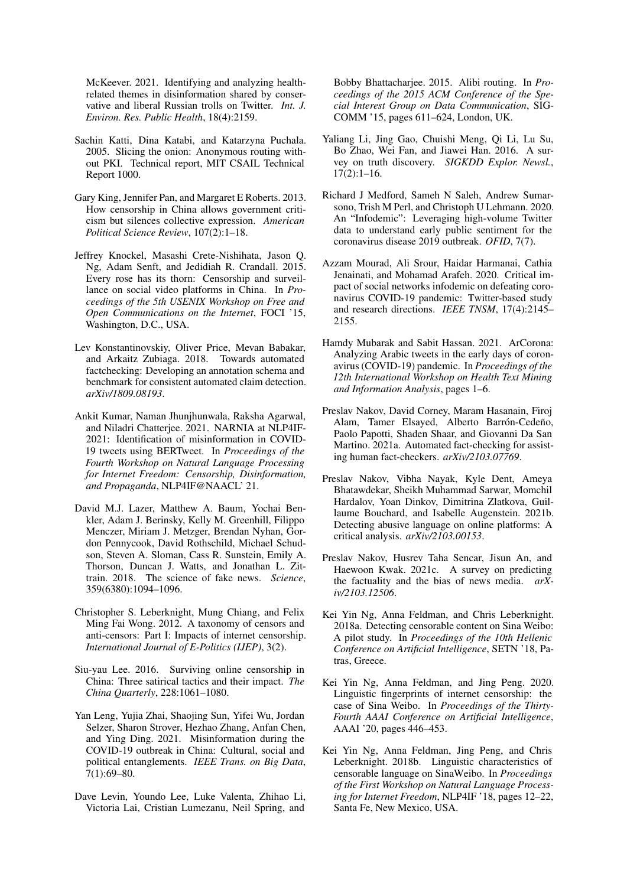McKeever. 2021. Identifying and analyzing health-related themes in disinformation shared by conservative and liberal Russian trolls on Twitter. *Int. J. Environ. Res. Public Health*, 18(4):2159.

Sachin Katti, Dina Katabi, and Katarzyna Puchala. 2005. Slicing the onion: Anonymous routing without PKI. Technical report, MIT CSAIL Technical Report 1000.

Gary King, Jennifer Pan, and Margaret E Roberts. 2013. How censorship in China allows government criticism but silences collective expression. *American Political Science Review*, 107(2):1–18.

Jeffrey Knockel, Masashi Crete-Nishihata, Jason Q. Ng, Adam Senft, and Jedidiah R. Crandall. 2015. Every rose has its thorn: Censorship and surveillance on social video platforms in China. In *Proceedings of the 5th USENIX Workshop on Free and Open Communications on the Internet*, FOCI '15, Washington, D.C., USA.

Lev Konstantinovskiy, Oliver Price, Mevan Babakar, and Arkaitz Zubiaga. 2018. Towards automated factchecking: Developing an annotation schema and benchmark for consistent automated claim detection. *arXiv/1809.08193*.

Ankit Kumar, Naman Jhunjhunwala, Raksha Agarwal, and Niladri Chatterjee. 2021. NARNIA at NLP4IF-2021: Identification of misinformation in COVID-19 tweets using BERTweet. In *Proceedings of the Fourth Workshop on Natural Language Processing for Internet Freedom: Censorship, Disinformation, and Propaganda*, NLP4IF@NAACL' 21.

David M.J. Lazer, Matthew A. Baum, Yochai Benkler, Adam J. Berinsky, Kelly M. Greenhill, Filippo Menczer, Miriam J. Metzger, Brendan Nyhan, Gordon Pennycook, David Rothschild, Michael Schudson, Steven A. Sloman, Cass R. Sunstein, Emily A. Thorson, Duncan J. Watts, and Jonathan L. Zittrain. 2018. The science of fake news. *Science*, 359(6380):1094–1096.

Christopher S. Leberknight, Mung Chiang, and Felix Ming Fai Wong. 2012. A taxonomy of censors and anti-censors: Part I: Impacts of internet censorship. *International Journal of E-Politics (IJEP)*, 3(2).

Siu-yau Lee. 2016. Surviving online censorship in China: Three satirical tactics and their impact. *The China Quarterly*, 228:1061–1080.

Yan Leng, Yujia Zhai, Shaojing Sun, Yifei Wu, Jordan Selzer, Sharon Strover, Hezhao Zhang, Anfan Chen, and Ying Ding. 2021. Misinformation during the COVID-19 outbreak in China: Cultural, social and political entanglements. *IEEE Trans. on Big Data*, 7(1):69–80.

Dave Levin, Youndo Lee, Luke Valenta, Zhihao Li, Victoria Lai, Cristian Lumezanu, Neil Spring, and Bobby Bhattacharjee. 2015. Alibi routing. In *Proceedings of the 2015 ACM Conference of the Special Interest Group on Data Communication*, SIGCOMM '15, pages 611–624, London, UK.

Yaliang Li, Jing Gao, Chuishi Meng, Qi Li, Lu Su, Bo Zhao, Wei Fan, and Jiawei Han. 2016. A survey on truth discovery. *SIGKDD Explor. Newsl.*, 17(2):1–16.

Richard J Medford, Sameh N Saleh, Andrew Sumarsono, Trish M Perl, and Christoph U Lehmann. 2020. An "Infodemic": Leveraging high-volume Twitter data to understand early public sentiment for the coronavirus disease 2019 outbreak. *OFID*, 7(7).

Azzam Mourad, Ali Srour, Haidar Harmanai, Cathia Jenainati, and Mohamad Arafeh. 2020. Critical impact of social networks infodemic on defeating coronavirus COVID-19 pandemic: Twitter-based study and research directions. *IEEE TNSM*, 17(4):2145–2155.

Hamdy Mubarak and Sabit Hassan. 2021. ArCorona: Analyzing Arabic tweets in the early days of coronavirus (COVID-19) pandemic. In *Proceedings of the 12th International Workshop on Health Text Mining and Information Analysis*, pages 1–6.

Preslav Nakov, David Corney, Maram Hasanain, Firoj Alam, Tamer Elsayed, Alberto Barrón-Cedeño, Paolo Papotti, Shaden Shaar, and Giovanni Da San Martino. 2021a. Automated fact-checking for assisting human fact-checkers. *arXiv/2103.07769*.

Preslav Nakov, Vibha Nayak, Kyle Dent, Ameya Bhatawdekar, Sheikh Muhammad Sarwar, Momchil Hardalov, Yoan Dinkov, Dimitrina Zlatkova, Guillaume Bouchard, and Isabelle Augenstein. 2021b. Detecting abusive language on online platforms: A critical analysis. *arXiv/2103.00153*.

Preslav Nakov, Husrev Taha Sencar, Jisun An, and Haewoon Kwak. 2021c. A survey on predicting the factuality and the bias of news media. *arXiv/2103.12506*.

Kei Yin Ng, Anna Feldman, and Chris Leberknight. 2018a. Detecting censorable content on Sina Weibo: A pilot study. In *Proceedings of the 10th Hellenic Conference on Artificial Intelligence*, SETN '18, Patras, Greece.

Kei Yin Ng, Anna Feldman, and Jing Peng. 2020. Linguistic fingerprints of internet censorship: the case of Sina Weibo. In *Proceedings of the Thirty-Fourth AAAI Conference on Artificial Intelligence*, AAAI '20, pages 446–453.

Kei Yin Ng, Anna Feldman, Jing Peng, and Chris Leberknight. 2018b. Linguistic characteristics of censorable language on SinaWeibo. In *Proceedings of the First Workshop on Natural Language Processing for Internet Freedom*, NLP4IF '18, pages 12–22, Santa Fe, New Mexico, USA.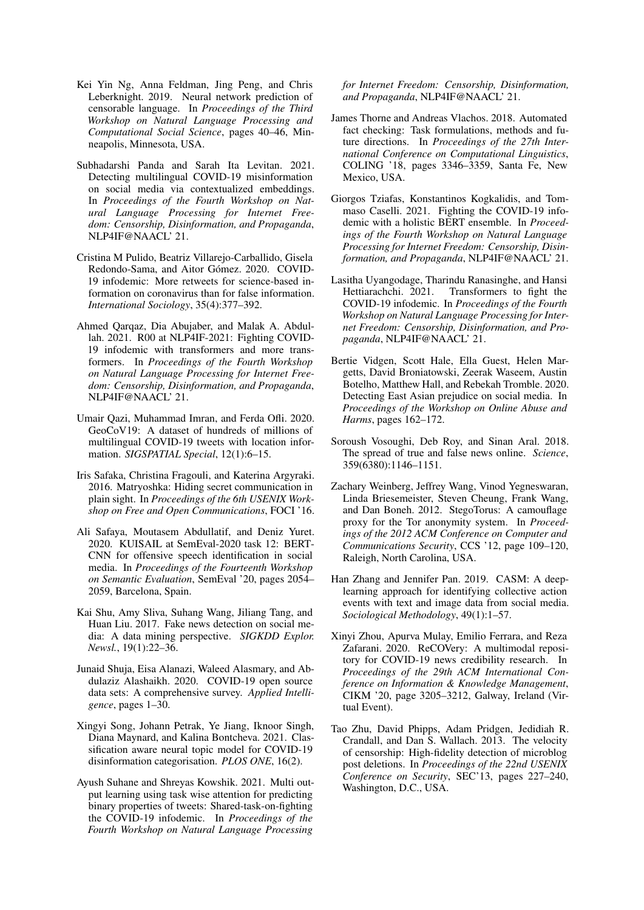Kei Yin Ng, Anna Feldman, Jing Peng, and Chris Leberknight. 2019. Neural network prediction of censorable language. In *Proceedings of the Third Workshop on Natural Language Processing and Computational Social Science*, pages 40–46, Minneapolis, Minnesota, USA.

Subhadarshi Panda and Sarah Ita Levitan. 2021. Detecting multilingual COVID-19 misinformation on social media via contextualized embeddings. In *Proceedings of the Fourth Workshop on Natural Language Processing for Internet Freedom: Censorship, Disinformation, and Propaganda*, NLP4IF@NAACL' 21.

Cristina M Pulido, Beatriz Villarejo-Carballido, Gisela Redondo-Sama, and Aitor Gómez. 2020. COVID-19 infodemic: More retweets for science-based information on coronavirus than for false information. *International Sociology*, 35(4):377–392.

Ahmed Qarqaz, Dia Abujaber, and Malak A. Abdullah. 2021. R00 at NLP4IF-2021: Fighting COVID-19 infodemic with transformers and more transformers. In *Proceedings of the Fourth Workshop on Natural Language Processing for Internet Freedom: Censorship, Disinformation, and Propaganda*, NLP4IF@NAACL' 21.

Umair Qazi, Muhammad Imran, and Ferda Ofli. 2020. GeoCoV19: A dataset of hundreds of millions of multilingual COVID-19 tweets with location information. *SIGSPATIAL Special*, 12(1):6–15.

Iris Safaka, Christina Fragouli, and Katerina Argyraki. 2016. Matryoshka: Hiding secret communication in plain sight. In *Proceedings of the 6th USENIX Workshop on Free and Open Communications*, FOCI '16.

Ali Safaya, Moutasem Abdullatif, and Deniz Yuret. 2020. KUISAIL at SemEval-2020 task 12: BERT-CNN for offensive speech identification in social media. In *Proceedings of the Fourteenth Workshop on Semantic Evaluation*, SemEval '20, pages 2054–2059, Barcelona, Spain.

Kai Shu, Amy Sliva, Suhang Wang, Jiliang Tang, and Huan Liu. 2017. Fake news detection on social media: A data mining perspective. *SIGKDD Explor. Newsl.*, 19(1):22–36.

Junaid Shuja, Eisa Alanazi, Waleed Alasmary, and Abdulaziz Alashaikh. 2020. COVID-19 open source data sets: A comprehensive survey. *Applied Intelligence*, pages 1–30.

Xingyi Song, Johann Petrak, Ye Jiang, Iknoor Singh, Diana Maynard, and Kalina Bontcheva. 2021. Classification aware neural topic model for COVID-19 disinformation categorisation. *PLOS ONE*, 16(2).

Ayush Suhane and Shreyas Kowshik. 2021. Multi output learning using task wise attention for predicting binary properties of tweets: Shared-task-on-fighting the COVID-19 infodemic. In *Proceedings of the Fourth Workshop on Natural Language Processing for Internet Freedom: Censorship, Disinformation, and Propaganda*, NLP4IF@NAACL' 21.

James Thorne and Andreas Vlachos. 2018. Automated fact checking: Task formulations, methods and future directions. In *Proceedings of the 27th International Conference on Computational Linguistics*, COLING '18, pages 3346–3359, Santa Fe, New Mexico, USA.

Giorgos Tziafas, Konstantinos Kogkalidis, and Tommaso Caselli. 2021. Fighting the COVID-19 infodemic with a holistic BERT ensemble. In *Proceedings of the Fourth Workshop on Natural Language Processing for Internet Freedom: Censorship, Disinformation, and Propaganda*, NLP4IF@NAACL' 21.

Lasitha Uyangodage, Tharindu Ranasinghe, and Hansi Hettiarachchi. 2021. Transformers to fight the COVID-19 infodemic. In *Proceedings of the Fourth Workshop on Natural Language Processing for Internet Freedom: Censorship, Disinformation, and Propaganda*, NLP4IF@NAACL' 21.

Bertie Vidgen, Scott Hale, Ella Guest, Helen Margetts, David Broniatowski, Zeerak Waseem, Austin Botelho, Matthew Hall, and Rebekah Tromble. 2020. Detecting East Asian prejudice on social media. In *Proceedings of the Workshop on Online Abuse and Harms*, pages 162–172.

Soroush Vosoughi, Deb Roy, and Sinan Aral. 2018. The spread of true and false news online. *Science*, 359(6380):1146–1151.

Zachary Weinberg, Jeffrey Wang, Vinod Yegneswaran, Linda Briesemeister, Steven Cheung, Frank Wang, and Dan Boneh. 2012. StegoTorus: A camouflage proxy for the Tor anonymity system. In *Proceedings of the 2012 ACM Conference on Computer and Communications Security*, CCS '12, page 109–120, Raleigh, North Carolina, USA.

Han Zhang and Jennifer Pan. 2019. CASM: A deep-learning approach for identifying collective action events with text and image data from social media. *Sociological Methodology*, 49(1):1–57.

Xinyi Zhou, Apurva Mulay, Emilio Ferrara, and Reza Zafarani. 2020. ReCOVery: A multimodal repository for COVID-19 news credibility research. In *Proceedings of the 29th ACM International Conference on Information & Knowledge Management*, CIKM '20, page 3205–3212, Galway, Ireland (Virtual Event).

Tao Zhu, David Phipps, Adam Pridgen, Jedidiah R. Crandall, and Dan S. Wallach. 2013. The velocity of censorship: High-fidelity detection of microblog post deletions. In *Proceedings of the 22nd USENIX Conference on Security*, SEC'13, pages 227–240, Washington, D.C., USA.